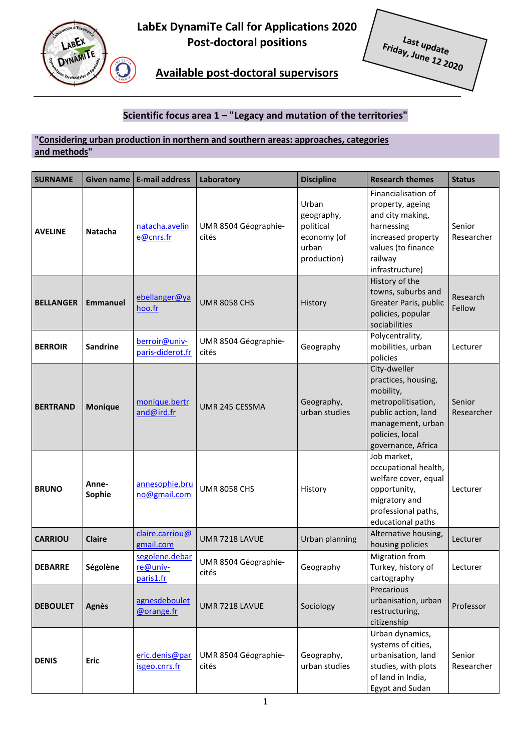# LabEx DynamiTe Call for Applications 2020
# Post-doctoral positions

Last update
Friday, June 12 2020

## Available post-doctoral supervisors

## Scientific focus area 1 – "Legacy and mutation of the territories"

### "Considering urban production in northern and southern areas: approaches, categories and methods"

| SURNAME | Given name | E-mail address | Laboratory | Discipline | Research themes | Status |
|---|---|---|---|---|---|---|
| **AVELINE** | **Natacha** | natacha.aveline@cnrs.fr | UMR 8504 Géographie-cités | Urban geography, political economy (of urban production) | Financialisation of property, ageing and city making, harnessing increased property values (to finance railway infrastructure) | Senior Researcher |
| **BELLANGER** | **Emmanuel** | ebellanger@yahoo.fr | UMR 8058 CHS | History | History of the towns, suburbs and Greater Paris, public policies, popular sociabilities | Research Fellow |
| **BERROIR** | **Sandrine** | berroir@univ-paris-diderot.fr | UMR 8504 Géographie-cités | Geography | Polycentrality, mobilities, urban policies | Lecturer |
| **BERTRAND** | **Monique** | monique.bertrand@ird.fr | UMR 245 CESSMA | Geography, urban studies | City-dweller practices, housing, mobility, metropolitisation, public action, land management, urban policies, local governance, Africa | Senior Researcher |
| **BRUNO** | **Anne-Sophie** | annesophie.bruno@gmail.com | UMR 8058 CHS | History | Job market, occupational health, welfare cover, equal opportunity, migratory and professional paths, educational paths | Lecturer |
| **CARRIOU** | **Claire** | claire.carriou@gmail.com | UMR 7218 LAVUE | Urban planning | Alternative housing, housing policies | Lecturer |
| **DEBARRE** | **Ségolène** | segolene.debarre@univ-paris1.fr | UMR 8504 Géographie-cités | Geography | Migration from Turkey, history of cartography | Lecturer |
| **DEBOULET** | **Agnès** | agnesdeboulet@orange.fr | UMR 7218 LAVUE | Sociology | Precarious urbanisation, urban restructuring, citizenship | Professor |
| **DENIS** | **Eric** | eric.denis@parisgeo.cnrs.fr | UMR 8504 Géographie-cités | Geography, urban studies | Urban dynamics, systems of cities, urbanisation, land studies, with plots of land in India, Egypt and Sudan | Senior Researcher |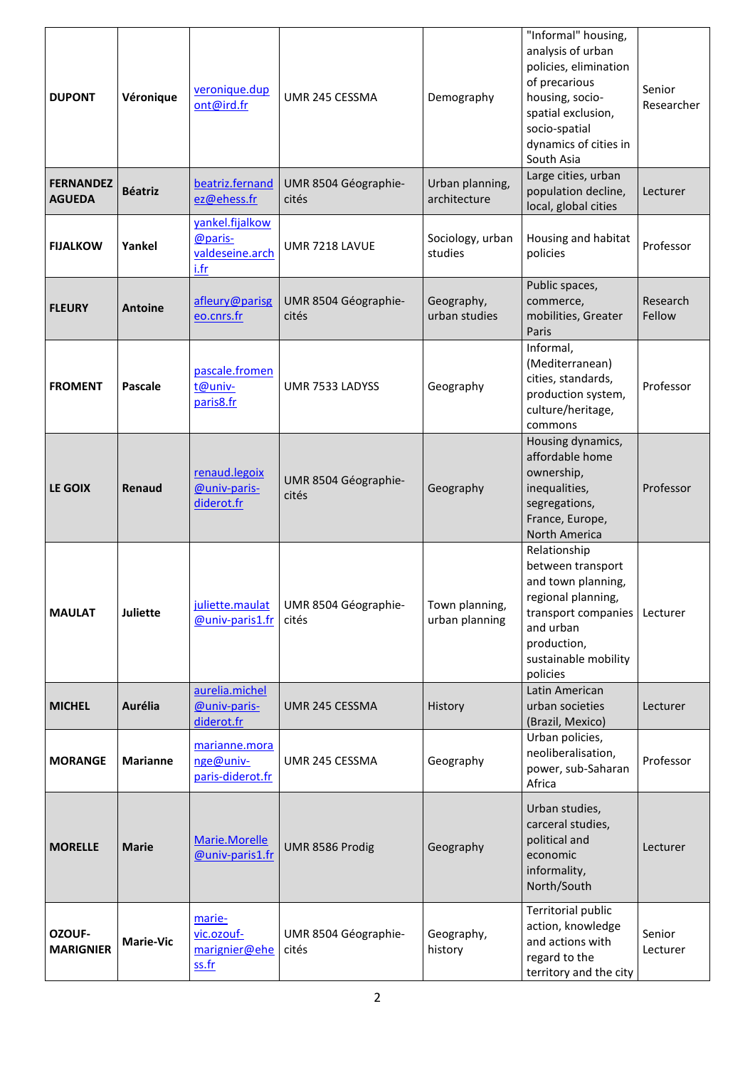| | | | | | | |
|---|---|---|---|---|---|---|
| **DUPONT** | **Véronique** | veronique.dupont@ird.fr | UMR 245 CESSMA | Demography | "Informal" housing, analysis of urban policies, elimination of precarious housing, socio-spatial exclusion, socio-spatial dynamics of cities in South Asia | Senior Researcher |
| **FERNANDEZ AGUEDA** | **Béatriz** | beatriz.fernandez@ehess.fr | UMR 8504 Géographie-cités | Urban planning, architecture | Large cities, urban population decline, local, global cities | Lecturer |
| **FIJALKOW** | **Yankel** | yankel.fijalkow@paris-valdeseine.archi.fr | UMR 7218 LAVUE | Sociology, urban studies | Housing and habitat policies | Professor |
| **FLEURY** | **Antoine** | afleury@parisgeo.cnrs.fr | UMR 8504 Géographie-cités | Geography, urban studies | Public spaces, commerce, mobilities, Greater Paris | Research Fellow |
| **FROMENT** | **Pascale** | pascale.froment@univ-paris8.fr | UMR 7533 LADYSS | Geography | Informal, (Mediterranean) cities, standards, production system, culture/heritage, commons | Professor |
| **LE GOIX** | **Renaud** | renaud.legoix@univ-paris-diderot.fr | UMR 8504 Géographie-cités | Geography | Housing dynamics, affordable home ownership, inequalities, segregations, France, Europe, North America | Professor |
| **MAULAT** | **Juliette** | juliette.maulat@univ-paris1.fr | UMR 8504 Géographie-cités | Town planning, urban planning | Relationship between transport and town planning, regional planning, transport companies and urban production, sustainable mobility policies | Lecturer |
| **MICHEL** | **Aurélia** | aurelia.michel@univ-paris-diderot.fr | UMR 245 CESSMA | History | Latin American urban societies (Brazil, Mexico) | Lecturer |
| **MORANGE** | **Marianne** | marianne.morange@univ-paris-diderot.fr | UMR 245 CESSMA | Geography | Urban policies, neoliberalisation, power, sub-Saharan Africa | Professor |
| **MORELLE** | **Marie** | Marie.Morelle@univ-paris1.fr | UMR 8586 Prodig | Geography | Urban studies, carceral studies, political and economic informality, North/South | Lecturer |
| **OZOUF-MARIGNIER** | **Marie-Vic** | marie-vic.ozouf-marignier@ehess.fr | UMR 8504 Géographie-cités | Geography, history | Territorial public action, knowledge and actions with regard to the territory and the city | Senior Lecturer |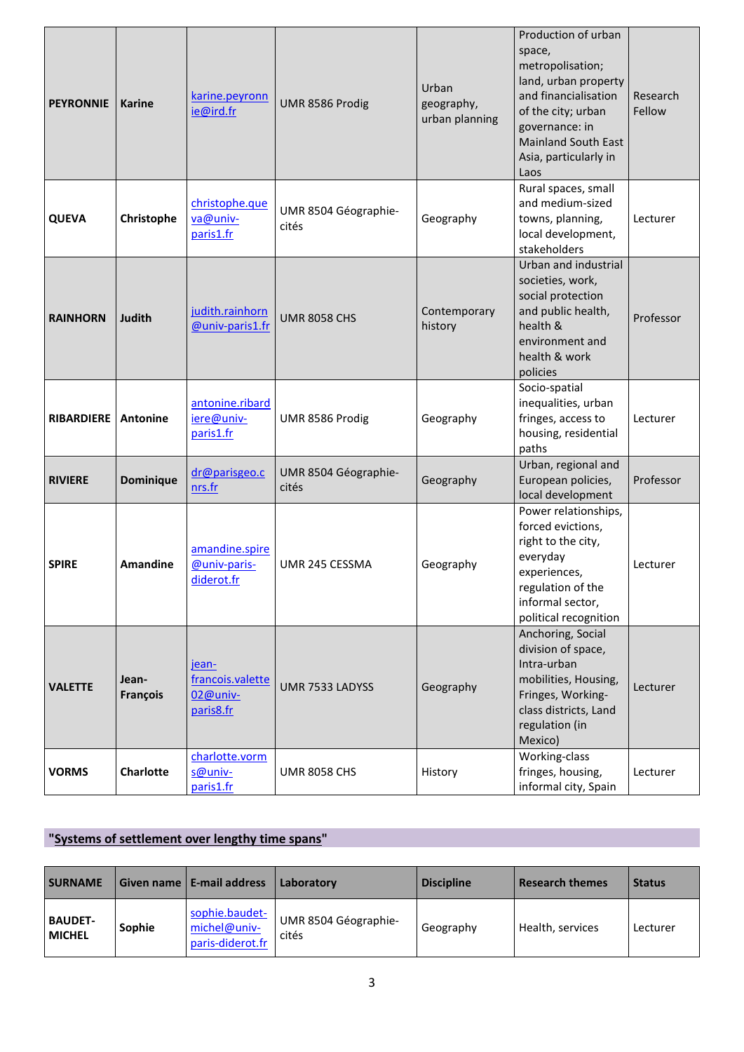| | | | | | | |
|---|---|---|---|---|---|---|
| **PEYRONNIE** | **Karine** | karine.peyronnie@ird.fr | UMR 8586 Prodig | Urban geography, urban planning | Production of urban space, metropolisation; land, urban property and financialisation of the city; urban governance: in Mainland South East Asia, particularly in Laos | Research Fellow |
| **QUEVA** | **Christophe** | christophe.queva@univ-paris1.fr | UMR 8504 Géographie-cités | Geography | Rural spaces, small and medium-sized towns, planning, local development, stakeholders | Lecturer |
| **RAINHORN** | **Judith** | judith.rainhorn@univ-paris1.fr | UMR 8058 CHS | Contemporary history | Urban and industrial societies, work, social protection and public health, health & environment and health & work policies | Professor |
| **RIBARDIERE** | **Antonine** | antonine.ribardiere@univ-paris1.fr | UMR 8586 Prodig | Geography | Socio-spatial inequalities, urban fringes, access to housing, residential paths | Lecturer |
| **RIVIERE** | **Dominique** | dr@parisgeo.cnrs.fr | UMR 8504 Géographie-cités | Geography | Urban, regional and European policies, local development | Professor |
| **SPIRE** | **Amandine** | amandine.spire@univ-paris-diderot.fr | UMR 245 CESSMA | Geography | Power relationships, forced evictions, right to the city, everyday experiences, regulation of the informal sector, political recognition | Lecturer |
| **VALETTE** | **Jean-François** | jean-francois.valette02@univ-paris8.fr | UMR 7533 LADYSS | Geography | Anchoring, Social division of space, Intra-urban mobilities, Housing, Fringes, Working-class districts, Land regulation (in Mexico) | Lecturer |
| **VORMS** | **Charlotte** | charlotte.vorms@univ-paris1.fr | UMR 8058 CHS | History | Working-class fringes, housing, informal city, Spain | Lecturer |

## "Systems of settlement over lengthy time spans"

| SURNAME | Given name | E-mail address | Laboratory | Discipline | Research themes | Status |
|---|---|---|---|---|---|---|
| **BAUDET-MICHEL** | **Sophie** | sophie.baudet-michel@univ-paris-diderot.fr | UMR 8504 Géographie-cités | Geography | Health, services | Lecturer |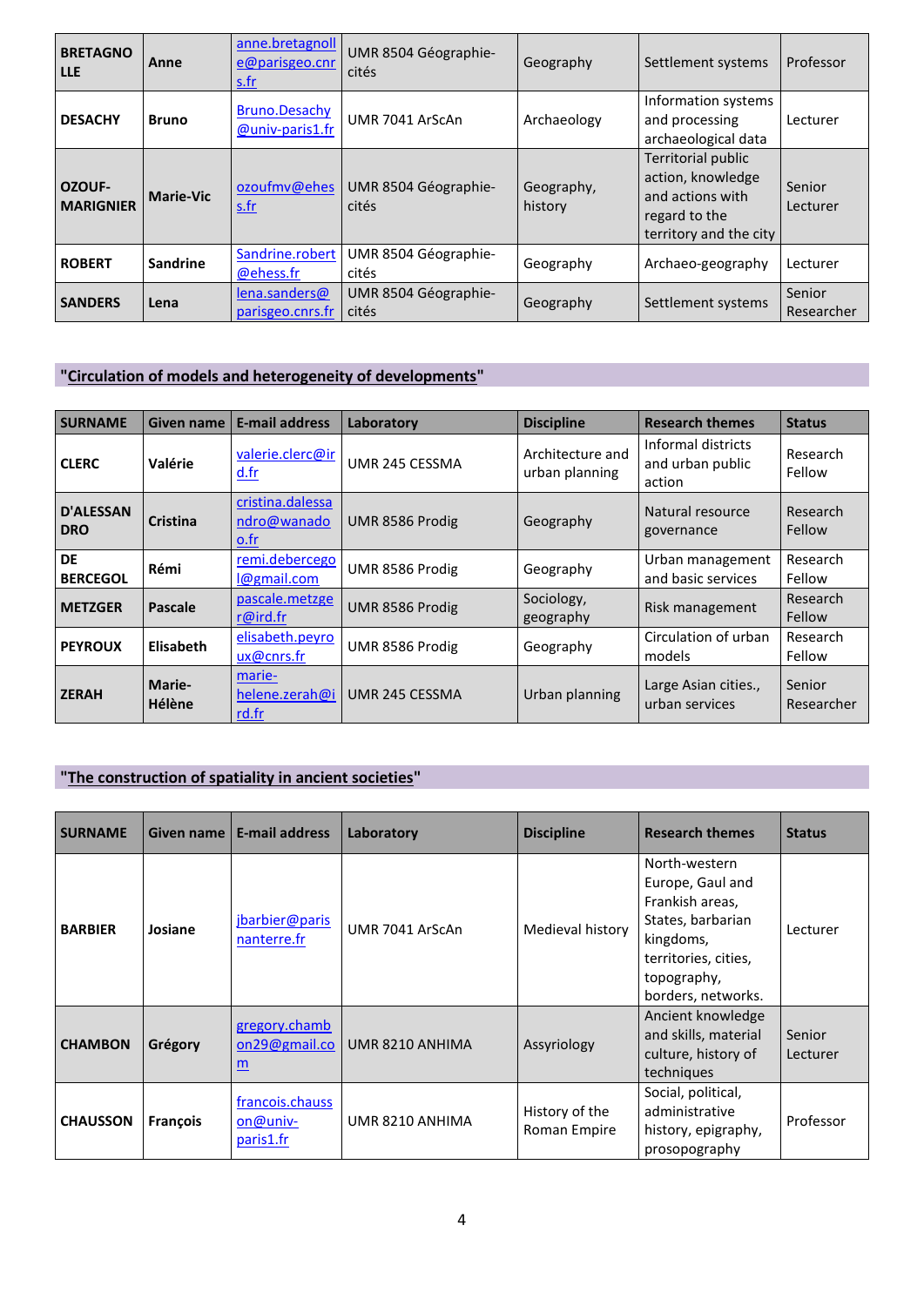| | | | | | | |
|---|---|---|---|---|---|---|
| **BRETAGNOLLE** | **Anne** | anne.bretagnolle@parisgeo.cnrs.fr | UMR 8504 Géographie-cités | Geography | Settlement systems | Professor |
| **DESACHY** | **Bruno** | Bruno.Desachy@univ-paris1.fr | UMR 7041 ArScAn | Archaeology | Information systems and processing archaeological data | Lecturer |
| **OZOUF-MARIGNIER** | **Marie-Vic** | ozoufmv@ehess.fr | UMR 8504 Géographie-cités | Geography, history | Territorial public action, knowledge and actions with regard to the territory and the city | Senior Lecturer |
| **ROBERT** | **Sandrine** | Sandrine.robert@ehess.fr | UMR 8504 Géographie-cités | Geography | Archaeo-geography | Lecturer |
| **SANDERS** | **Lena** | lena.sanders@parisgeo.cnrs.fr | UMR 8504 Géographie-cités | Geography | Settlement systems | Senior Researcher |

## "Circulation of models and heterogeneity of developments"

| SURNAME | Given name | E-mail address | Laboratory | Discipline | Research themes | Status |
|---|---|---|---|---|---|---|
| **CLERC** | **Valérie** | valerie.clerc@ird.fr | UMR 245 CESSMA | Architecture and urban planning | Informal districts and urban public action | Research Fellow |
| **D'ALESSANDRO** | **Cristina** | cristina.dalessandro@wanadoo.fr | UMR 8586 Prodig | Geography | Natural resource governance | Research Fellow |
| **DE BERCEGOL** | **Rémi** | remi.debercegol@gmail.com | UMR 8586 Prodig | Geography | Urban management and basic services | Research Fellow |
| **METZGER** | **Pascale** | pascale.metzger@ird.fr | UMR 8586 Prodig | Sociology, geography | Risk management | Research Fellow |
| **PEYROUX** | **Elisabeth** | elisabeth.peyroux@cnrs.fr | UMR 8586 Prodig | Geography | Circulation of urban models | Research Fellow |
| **ZERAH** | **Marie-Hélène** | marie-helene.zerah@ird.fr | UMR 245 CESSMA | Urban planning | Large Asian cities., urban services | Senior Researcher |

## "The construction of spatiality in ancient societies"

| SURNAME | Given name | E-mail address | Laboratory | Discipline | Research themes | Status |
|---|---|---|---|---|---|---|
| **BARBIER** | **Josiane** | jbarbier@parisnanterre.fr | UMR 7041 ArScAn | Medieval history | North-western Europe, Gaul and Frankish areas, States, barbarian kingdoms, territories, cities, topography, borders, networks. | Lecturer |
| **CHAMBON** | **Grégory** | gregory.chambon29@gmail.com | UMR 8210 ANHIMA | Assyriology | Ancient knowledge and skills, material culture, history of techniques | Senior Lecturer |
| **CHAUSSON** | **François** | francois.chausson@univ-paris1.fr | UMR 8210 ANHIMA | History of the Roman Empire | Social, political, administrative history, epigraphy, prosopography | Professor |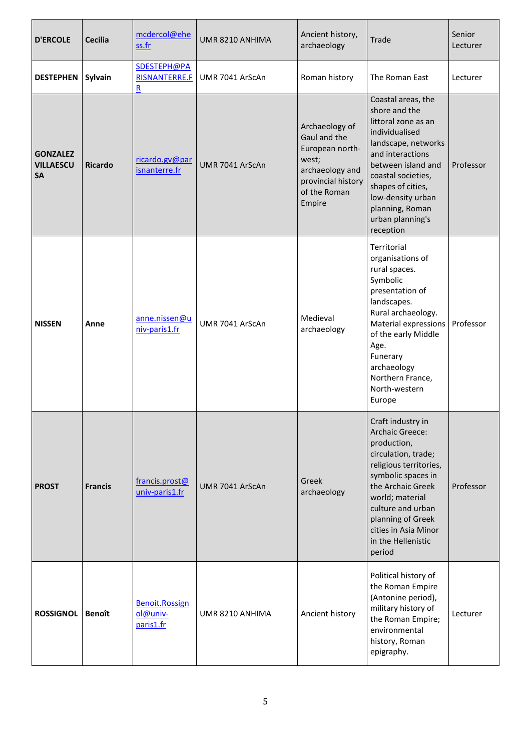| | | | | | | |
|---|---|---|---|---|---|---|
| **D'ERCOLE** | **Cecilia** | mcdercol@ehess.fr | UMR 8210 ANHIMA | Ancient history, archaeology | Trade | Senior Lecturer |
| **DESTEPHEN** | **Sylvain** | SDESTEPH@PARISNANTERRE.FR | UMR 7041 ArScAn | Roman history | The Roman East | Lecturer |
| **GONZALEZ VILLAESCUSA** | **Ricardo** | ricardo.gv@parisnanterre.fr | UMR 7041 ArScAn | Archaeology of Gaul and the European north-west; archaeology and provincial history of the Roman Empire | Coastal areas, the shore and the littoral zone as an individualised landscape, networks and interactions between island and coastal societies, shapes of cities, low-density urban planning, Roman urban planning's reception | Professor |
| **NISSEN** | **Anne** | anne.nissen@univ-paris1.fr | UMR 7041 ArScAn | Medieval archaeology | Territorial organisations of rural spaces. Symbolic presentation of landscapes. Rural archaeology. Material expressions of the early Middle Age. Funerary archaeology Northern France, North-western Europe | Professor |
| **PROST** | **Francis** | francis.prost@univ-paris1.fr | UMR 7041 ArScAn | Greek archaeology | Craft industry in Archaic Greece: production, circulation, trade; religious territories, symbolic spaces in the Archaic Greek world; material culture and urban planning of Greek cities in Asia Minor in the Hellenistic period | Professor |
| **ROSSIGNOL** | **Benoît** | Benoit.Rossignol@univ-paris1.fr | UMR 8210 ANHIMA | Ancient history | Political history of the Roman Empire (Antonine period), military history of the Roman Empire; environmental history, Roman epigraphy. | Lecturer |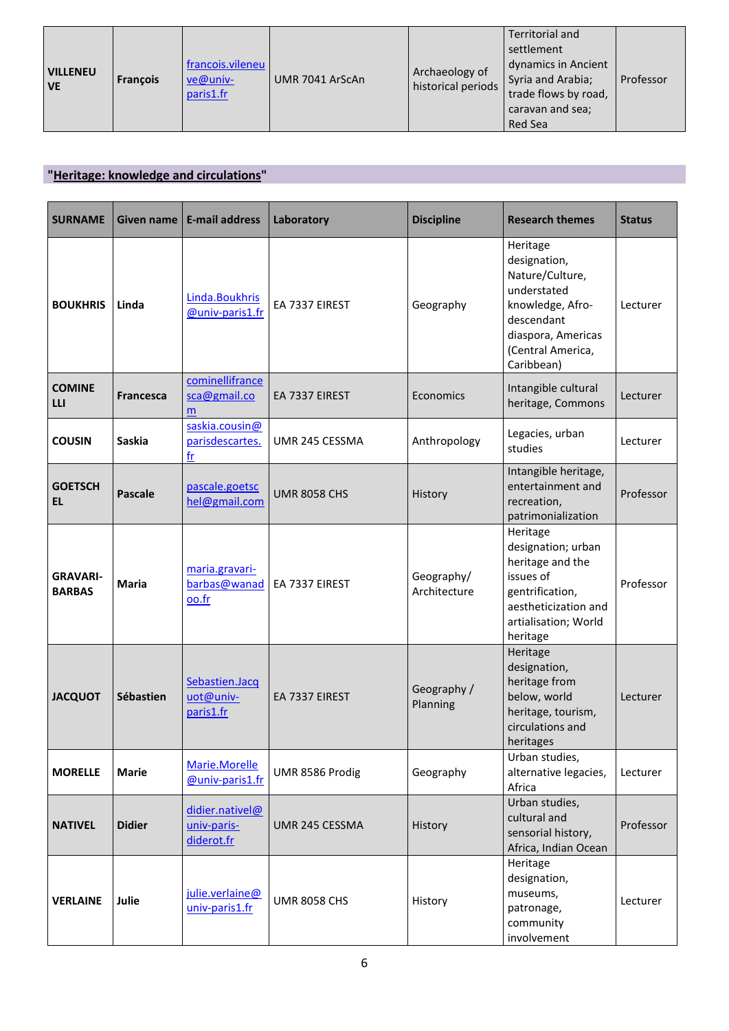| VILLENEUVE | François | francois.vileneuve@univ-paris1.fr | UMR 7041 ArScAn | Archaeology of historical periods | Territorial and settlement dynamics in Ancient Syria and Arabia; trade flows by road, caravan and sea; Red Sea | Professor |
|---|---|---|---|---|---|---|

## "Heritage: knowledge and circulations"

| SURNAME | Given name | E-mail address | Laboratory | Discipline | Research themes | Status |
|---|---|---|---|---|---|---|
| **BOUKHRIS** | **Linda** | Linda.Boukhris@univ-paris1.fr | EA 7337 EIREST | Geography | Heritage designation, Nature/Culture, understated knowledge, Afro-descendant diaspora, Americas (Central America, Caribbean) | Lecturer |
| **COMINELLI** | **Francesca** | cominellifrancesca@gmail.com | EA 7337 EIREST | Economics | Intangible cultural heritage, Commons | Lecturer |
| **COUSIN** | **Saskia** | saskia.cousin@parisdescartes.fr | UMR 245 CESSMA | Anthropology | Legacies, urban studies | Lecturer |
| **GOETSCHEL** | **Pascale** | pascale.goetschel@gmail.com | UMR 8058 CHS | History | Intangible heritage, entertainment and recreation, patrimonialization | Professor |
| **GRAVARI-BARBAS** | **Maria** | maria.gravari-barbas@wanadoo.fr | EA 7337 EIREST | Geography/ Architecture | Heritage designation; urban heritage and the issues of gentrification, aestheticization and artialisation; World heritage | Professor |
| **JACQUOT** | **Sébastien** | Sebastien.Jacquot@univ-paris1.fr | EA 7337 EIREST | Geography / Planning | Heritage designation, heritage from below, world heritage, tourism, circulations and heritages | Lecturer |
| **MORELLE** | **Marie** | Marie.Morelle@univ-paris1.fr | UMR 8586 Prodig | Geography | Urban studies, alternative legacies, Africa | Lecturer |
| **NATIVEL** | **Didier** | didier.nativel@univ-paris-diderot.fr | UMR 245 CESSMA | History | Urban studies, cultural and sensorial history, Africa, Indian Ocean | Professor |
| **VERLAINE** | **Julie** | julie.verlaine@univ-paris1.fr | UMR 8058 CHS | History | Heritage designation, museums, patronage, community involvement | Lecturer |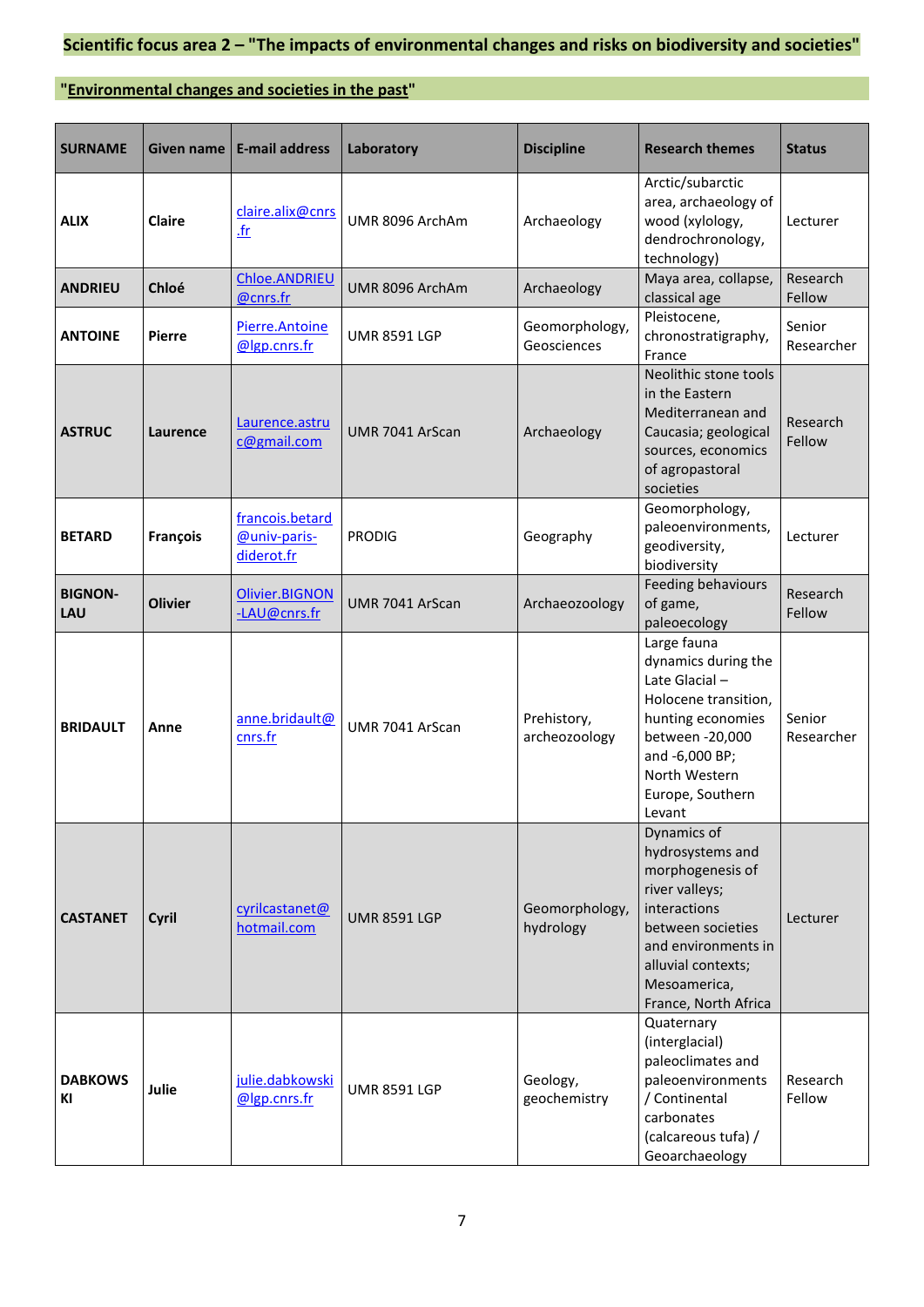**Scientific focus area 2 – "The impacts of environmental changes and risks on biodiversity and societies"**

**"Environmental changes and societies in the past"**

| SURNAME | Given name | E-mail address | Laboratory | Discipline | Research themes | Status |
|---|---|---|---|---|---|---|
| **ALIX** | **Claire** | claire.alix@cnrs.fr | UMR 8096 ArchAm | Archaeology | Arctic/subarctic area, archaeology of wood (xylology, dendrochronology, technology) | Lecturer |
| **ANDRIEU** | **Chloé** | Chloe.ANDRIEU@cnrs.fr | UMR 8096 ArchAm | Archaeology | Maya area, collapse, classical age | Research Fellow |
| **ANTOINE** | **Pierre** | Pierre.Antoine@lgp.cnrs.fr | UMR 8591 LGP | Geomorphology, Geosciences | Pleistocene, chronostratigraphy, France | Senior Researcher |
| **ASTRUC** | **Laurence** | Laurence.astruc@gmail.com | UMR 7041 ArScan | Archaeology | Neolithic stone tools in the Eastern Mediterranean and Caucasia; geological sources, economics of agropastoral societies | Research Fellow |
| **BETARD** | **François** | francois.betard@univ-paris-diderot.fr | PRODIG | Geography | Geomorphology, paleoenvironments, geodiversity, biodiversity | Lecturer |
| **BIGNON-LAU** | **Olivier** | Olivier.BIGNON-LAU@cnrs.fr | UMR 7041 ArScan | Archaeozoology | Feeding behaviours of game, paleoecology | Research Fellow |
| **BRIDAULT** | **Anne** | anne.bridault@cnrs.fr | UMR 7041 ArScan | Prehistory, archeozoology | Large fauna dynamics during the Late Glacial – Holocene transition, hunting economies between -20,000 and -6,000 BP; North Western Europe, Southern Levant | Senior Researcher |
| **CASTANET** | **Cyril** | cyrilcastanet@hotmail.com | UMR 8591 LGP | Geomorphology, hydrology | Dynamics of hydrosystems and morphogenesis of river valleys; interactions between societies and environments in alluvial contexts; Mesoamerica, France, North Africa | Lecturer |
| **DABKOWSKI** | **Julie** | julie.dabkowski@lgp.cnrs.fr | UMR 8591 LGP | Geology, geochemistry | Quaternary (interglacial) paleoclimates and paleoenvironments / Continental carbonates (calcareous tufa) / Geoarchaeology | Research Fellow |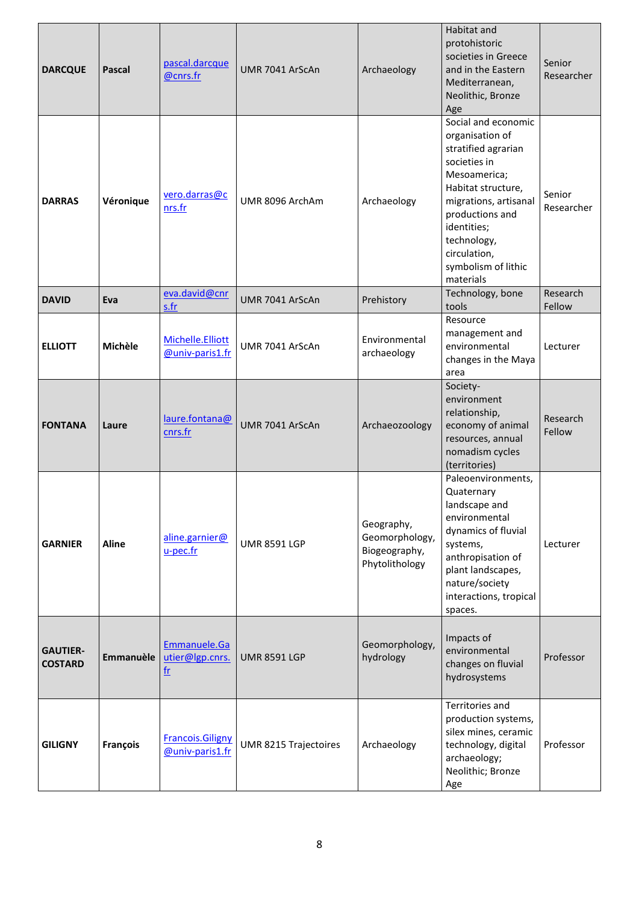| | | | | | | |
|---|---|---|---|---|---|---|
| **DARCQUE** | **Pascal** | pascal.darcque@cnrs.fr | UMR 7041 ArScAn | Archaeology | Habitat and protohistoric societies in Greece and in the Eastern Mediterranean, Neolithic, Bronze Age | Senior Researcher |
| **DARRAS** | **Véronique** | vero.darras@cnrs.fr | UMR 8096 ArchAm | Archaeology | Social and economic organisation of stratified agrarian societies in Mesoamerica; Habitat structure, migrations, artisanal productions and identities; technology, circulation, symbolism of lithic materials | Senior Researcher |
| **DAVID** | **Eva** | eva.david@cnrs.fr | UMR 7041 ArScAn | Prehistory | Technology, bone tools | Research Fellow |
| **ELLIOTT** | **Michèle** | Michelle.Elliott@univ-paris1.fr | UMR 7041 ArScAn | Environmental archaeology | Resource management and environmental changes in the Maya area | Lecturer |
| **FONTANA** | **Laure** | laure.fontana@cnrs.fr | UMR 7041 ArScAn | Archaeozoology | Society-environment relationship, economy of animal resources, annual nomadism cycles (territories) | Research Fellow |
| **GARNIER** | **Aline** | aline.garnier@u-pec.fr | UMR 8591 LGP | Geography, Geomorphology, Biogeography, Phytolithology | Paleoenvironments, Quaternary landscape and environmental dynamics of fluvial systems, anthropisation of plant landscapes, nature/society interactions, tropical spaces. | Lecturer |
| **GAUTIER-COSTARD** | **Emmanuèle** | Emmanuele.Gautier@lgp.cnrs.fr | UMR 8591 LGP | Geomorphology, hydrology | Impacts of environmental changes on fluvial hydrosystems | Professor |
| **GILIGNY** | **François** | Francois.Giligny@univ-paris1.fr | UMR 8215 Trajectoires | Archaeology | Territories and production systems, silex mines, ceramic technology, digital archaeology; Neolithic; Bronze Age | Professor |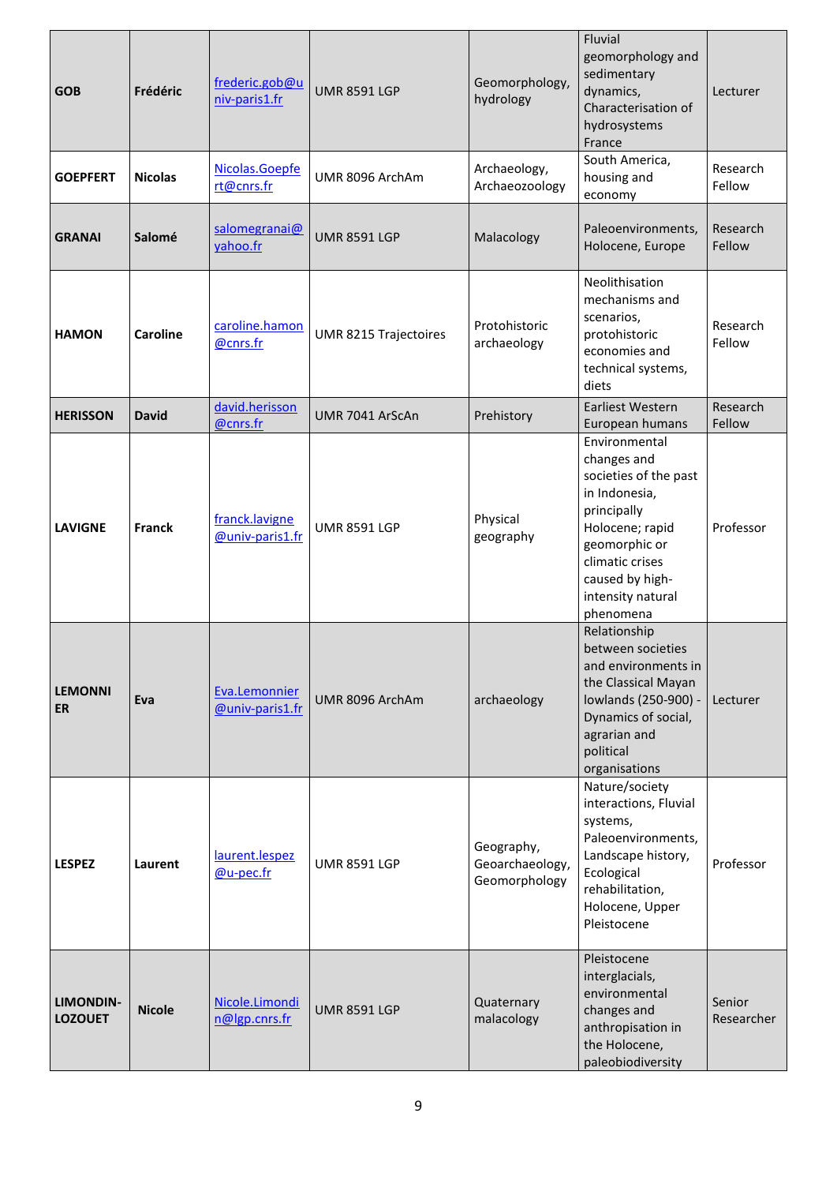| | | | | | | |
|---|---|---|---|---|---|---|
| **GOB** | **Frédéric** | frederic.gob@univ-paris1.fr | UMR 8591 LGP | Geomorphology, hydrology | Fluvial geomorphology and sedimentary dynamics, Characterisation of hydrosystems France | Lecturer |
| **GOEPFERT** | **Nicolas** | Nicolas.Goepfert@cnrs.fr | UMR 8096 ArchAm | Archaeology, Archaeozoology | South America, housing and economy | Research Fellow |
| **GRANAI** | **Salomé** | salomegranai@yahoo.fr | UMR 8591 LGP | Malacology | Paleoenvironments, Holocene, Europe | Research Fellow |
| **HAMON** | **Caroline** | caroline.hamon@cnrs.fr | UMR 8215 Trajectoires | Protohistoric archaeology | Neolithisation mechanisms and scenarios, protohistoric economies and technical systems, diets | Research Fellow |
| **HERISSON** | **David** | david.herisson@cnrs.fr | UMR 7041 ArScAn | Prehistory | Earliest Western European humans | Research Fellow |
| **LAVIGNE** | **Franck** | franck.lavigne@univ-paris1.fr | UMR 8591 LGP | Physical geography | Environmental changes and societies of the past in Indonesia, principally Holocene; rapid geomorphic or climatic crises caused by high-intensity natural phenomena | Professor |
| **LEMONNIER** | **Eva** | Eva.Lemonnier@univ-paris1.fr | UMR 8096 ArchAm | archaeology | Relationship between societies and environments in the Classical Mayan lowlands (250-900) - Dynamics of social, agrarian and political organisations | Lecturer |
| **LESPEZ** | **Laurent** | laurent.lespez@u-pec.fr | UMR 8591 LGP | Geography, Geoarchaeology, Geomorphology | Nature/society interactions, Fluvial systems, Paleoenvironments, Landscape history, Ecological rehabilitation, Holocene, Upper Pleistocene | Professor |
| **LIMONDIN-LOZOUET** | **Nicole** | Nicole.Limondin@lgp.cnrs.fr | UMR 8591 LGP | Quaternary malacology | Pleistocene interglacials, environmental changes and anthropisation in the Holocene, paleobiodiversity | Senior Researcher |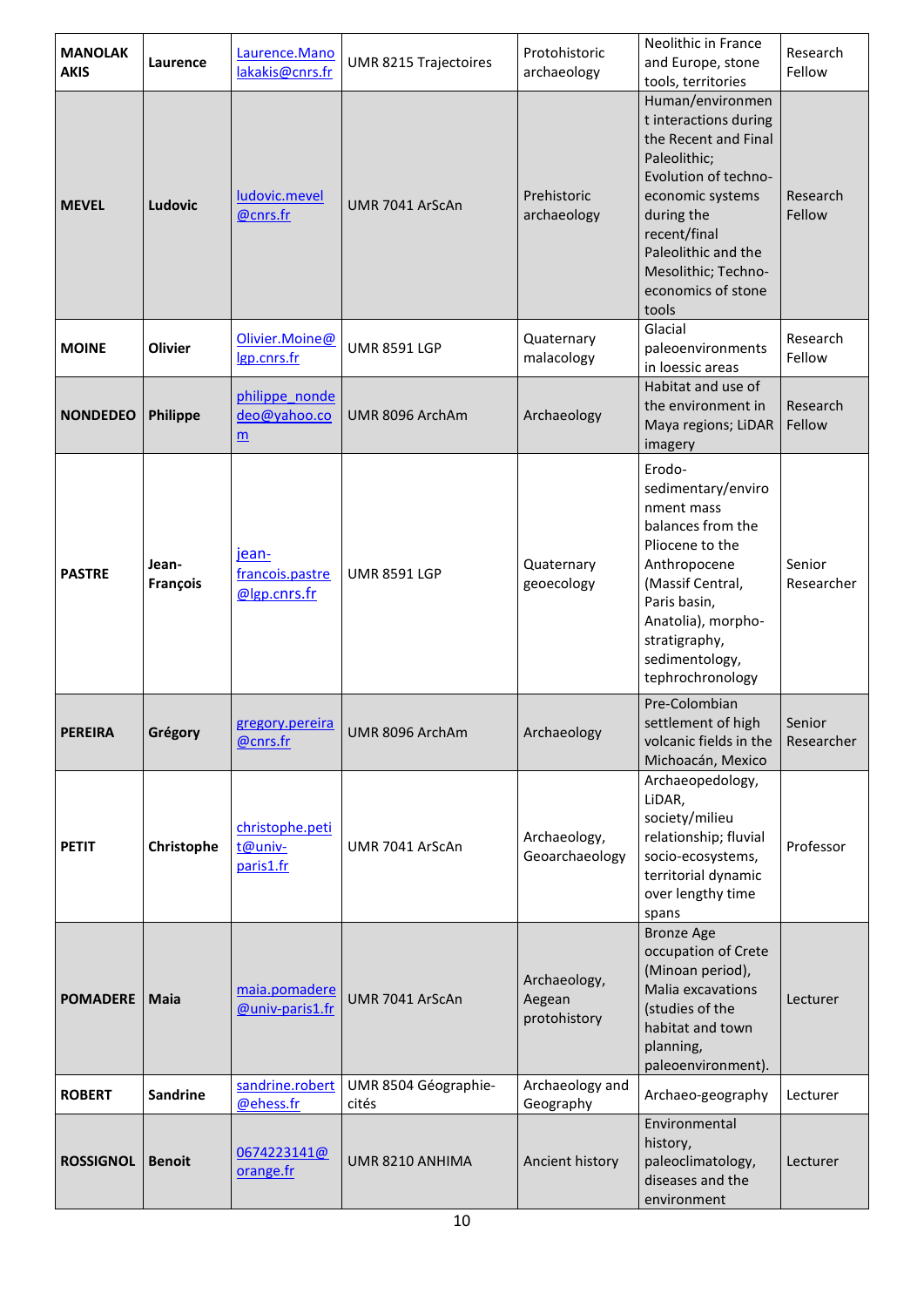| | | | | | | |
|---|---|---|---|---|---|---|
| **MANOLAKAKIS** | **Laurence** | Laurence.Manolakakis@cnrs.fr | UMR 8215 Trajectoires | Protohistoric archaeology | Neolithic in France and Europe, stone tools, territories | Research Fellow |
| **MEVEL** | **Ludovic** | ludovic.mevel@cnrs.fr | UMR 7041 ArScAn | Prehistoric archaeology | Human/environment interactions during the Recent and Final Paleolithic; Evolution of techno-economic systems during the recent/final Paleolithic and the Mesolithic; Techno-economics of stone tools | Research Fellow |
| **MOINE** | **Olivier** | Olivier.Moine@lgp.cnrs.fr | UMR 8591 LGP | Quaternary malacology | Glacial paleoenvironments in loessic areas | Research Fellow |
| **NONDEDEO** | **Philippe** | philippe_nondedeo@yahoo.com | UMR 8096 ArchAm | Archaeology | Habitat and use of the environment in Maya regions; LiDAR imagery | Research Fellow |
| **PASTRE** | **Jean-François** | jean-francois.pastre@lgp.cnrs.fr | UMR 8591 LGP | Quaternary geoecology | Erodo-sedimentary/environment mass balances from the Pliocene to the Anthropocene (Massif Central, Paris basin, Anatolia), morpho-stratigraphy, sedimentology, tephrochronology | Senior Researcher |
| **PEREIRA** | **Grégory** | gregory.pereira@cnrs.fr | UMR 8096 ArchAm | Archaeology | Pre-Colombian settlement of high volcanic fields in the Michoacán, Mexico | Senior Researcher |
| **PETIT** | **Christophe** | christophe.petit@univ-paris1.fr | UMR 7041 ArScAn | Archaeology, Geoarchaeology | Archaeopedology, LiDAR, society/milieu relationship; fluvial socio-ecosystems, territorial dynamic over lengthy time spans | Professor |
| **POMADERE** | **Maia** | maia.pomadere@univ-paris1.fr | UMR 7041 ArScAn | Archaeology, Aegean protohistory | Bronze Age occupation of Crete (Minoan period), Malia excavations (studies of the habitat and town planning, paleoenvironment). | Lecturer |
| **ROBERT** | **Sandrine** | sandrine.robert@ehess.fr | UMR 8504 Géographie-cités | Archaeology and Geography | Archaeo-geography | Lecturer |
| **ROSSIGNOL** | **Benoit** | 0674223141@orange.fr | UMR 8210 ANHIMA | Ancient history | Environmental history, paleoclimatology, diseases and the environment | Lecturer |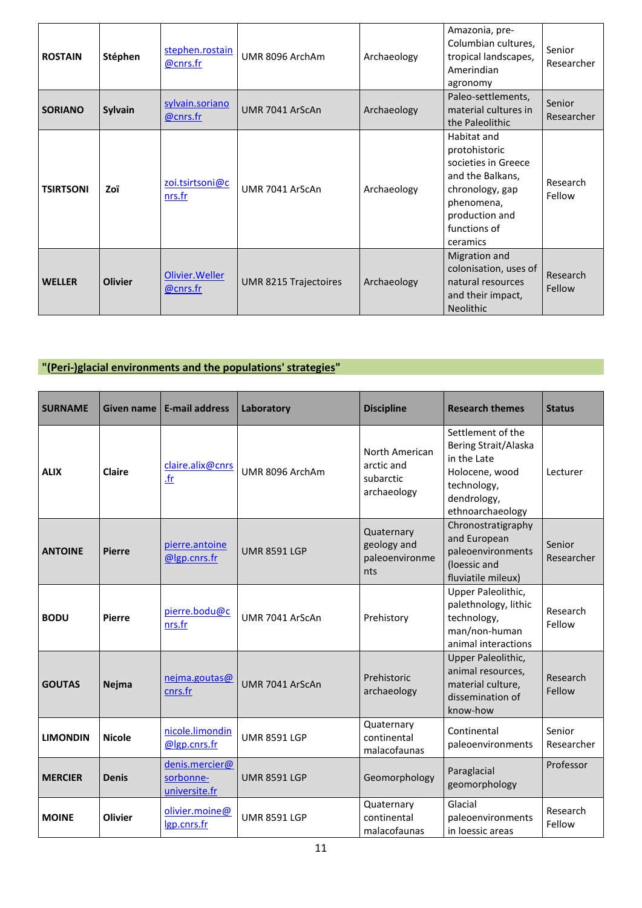| | | | | | | |
|---|---|---|---|---|---|---|
| **ROSTAIN** | **Stéphen** | stephen.rostain@cnrs.fr | UMR 8096 ArchAm | Archaeology | Amazonia, pre-Columbian cultures, tropical landscapes, Amerindian agronomy | Senior Researcher |
| **SORIANO** | **Sylvain** | sylvain.soriano@cnrs.fr | UMR 7041 ArScAn | Archaeology | Paleo-settlements, material cultures in the Paleolithic | Senior Researcher |
| **TSIRTSONI** | **Zoï** | zoi.tsirtsoni@cnrs.fr | UMR 7041 ArScAn | Archaeology | Habitat and protohistoric societies in Greece and the Balkans, chronology, gap phenomena, production and functions of ceramics | Research Fellow |
| **WELLER** | **Olivier** | Olivier.Weller@cnrs.fr | UMR 8215 Trajectoires | Archaeology | Migration and colonisation, uses of natural resources and their impact, Neolithic | Research Fellow |

**"(Peri-)glacial environments and the populations' strategies"**

| SURNAME | Given name | E-mail address | Laboratory | Discipline | Research themes | Status |
|---|---|---|---|---|---|---|
| **ALIX** | **Claire** | claire.alix@cnrs.fr | UMR 8096 ArchAm | North American arctic and subarctic archaeology | Settlement of the Bering Strait/Alaska in the Late Holocene, wood technology, dendrology, ethnoarchaeology | Lecturer |
| **ANTOINE** | **Pierre** | pierre.antoine@lgp.cnrs.fr | UMR 8591 LGP | Quaternary geology and paleoenvironments | Chronostratigraphy and European paleoenvironments (loessic and fluviatile mileux) | Senior Researcher |
| **BODU** | **Pierre** | pierre.bodu@cnrs.fr | UMR 7041 ArScAn | Prehistory | Upper Paleolithic, palethnology, lithic technology, man/non-human animal interactions | Research Fellow |
| **GOUTAS** | **Nejma** | nejma.goutas@cnrs.fr | UMR 7041 ArScAn | Prehistoric archaeology | Upper Paleolithic, animal resources, material culture, dissemination of know-how | Research Fellow |
| **LIMONDIN** | **Nicole** | nicole.limondin@lgp.cnrs.fr | UMR 8591 LGP | Quaternary continental malacofaunas | Continental paleoenvironments | Senior Researcher |
| **MERCIER** | **Denis** | denis.mercier@sorbonne-universite.fr | UMR 8591 LGP | Geomorphology | Paraglacial geomorphology | Professor |
| **MOINE** | **Olivier** | olivier.moine@lgp.cnrs.fr | UMR 8591 LGP | Quaternary continental malacofaunas | Glacial paleoenvironments in loessic areas | Research Fellow |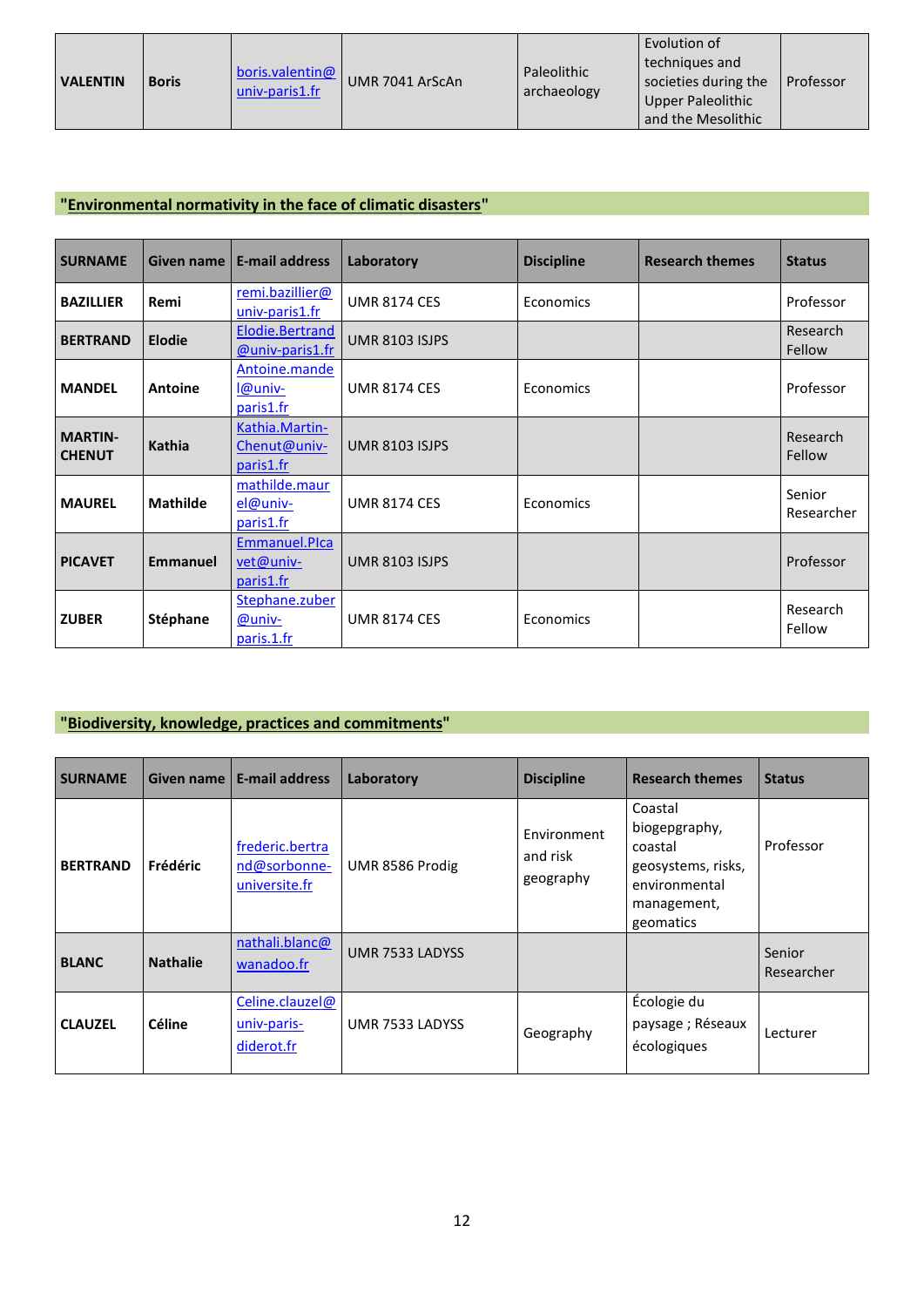| | | | | | | |
|---|---|---|---|---|---|---|
| **VALENTIN** | **Boris** | boris.valentin@univ-paris1.fr | UMR 7041 ArScAn | Paleolithic archaeology | Evolution of techniques and societies during the Upper Paleolithic and the Mesolithic | Professor |

## "Environmental normativity in the face of climatic disasters"

| SURNAME | Given name | E-mail address | Laboratory | Discipline | Research themes | Status |
|---|---|---|---|---|---|---|
| **BAZILLIER** | **Remi** | remi.bazillier@univ-paris1.fr | UMR 8174 CES | Economics | | Professor |
| **BERTRAND** | **Elodie** | Elodie.Bertrand@univ-paris1.fr | UMR 8103 ISJPS | | | Research Fellow |
| **MANDEL** | **Antoine** | Antoine.mandel@univ-paris1.fr | UMR 8174 CES | Economics | | Professor |
| **MARTIN-CHENUT** | **Kathia** | Kathia.Martin-Chenut@univ-paris1.fr | UMR 8103 ISJPS | | | Research Fellow |
| **MAUREL** | **Mathilde** | mathilde.maurel@univ-paris1.fr | UMR 8174 CES | Economics | | Senior Researcher |
| **PICAVET** | **Emmanuel** | Emmanuel.PIcavet@univ-paris1.fr | UMR 8103 ISJPS | | | Professor |
| **ZUBER** | **Stéphane** | Stephane.zuber@univ-paris.1.fr | UMR 8174 CES | Economics | | Research Fellow |

## "Biodiversity, knowledge, practices and commitments"

| SURNAME | Given name | E-mail address | Laboratory | Discipline | Research themes | Status |
|---|---|---|---|---|---|---|
| **BERTRAND** | **Frédéric** | frederic.bertrand@sorbonne-universite.fr | UMR 8586 Prodig | Environment and risk geography | Coastal biogepgraphy, coastal geosystems, risks, environmental management, geomatics | Professor |
| **BLANC** | **Nathalie** | nathali.blanc@wanadoo.fr | UMR 7533 LADYSS | | | Senior Researcher |
| **CLAUZEL** | **Céline** | Celine.clauzel@univ-paris-diderot.fr | UMR 7533 LADYSS | Geography | Écologie du paysage ; Réseaux écologiques | Lecturer |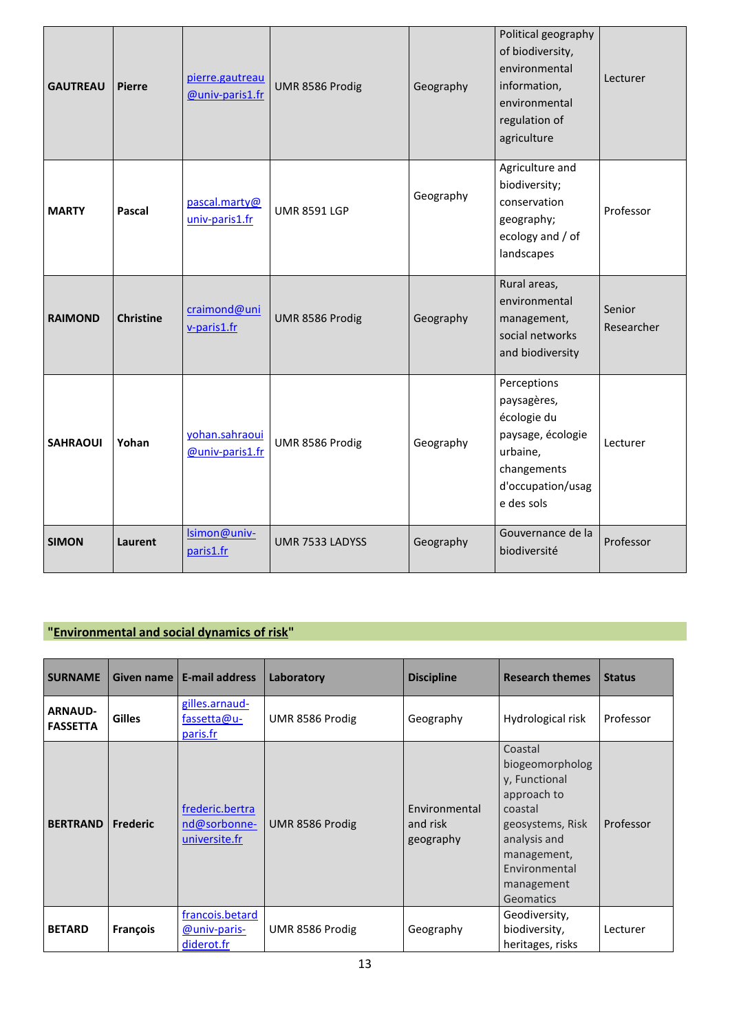| | | | | | | |
|---|---|---|---|---|---|---|
| **GAUTREAU** | **Pierre** | pierre.gautreau@univ-paris1.fr | UMR 8586 Prodig | Geography | Political geography of biodiversity, environmental information, environmental regulation of agriculture | Lecturer |
| **MARTY** | **Pascal** | pascal.marty@univ-paris1.fr | UMR 8591 LGP | Geography | Agriculture and biodiversity; conservation geography; ecology and / of landscapes | Professor |
| **RAIMOND** | **Christine** | craimond@univ-paris1.fr | UMR 8586 Prodig | Geography | Rural areas, environmental management, social networks and biodiversity | Senior Researcher |
| **SAHRAOUI** | **Yohan** | yohan.sahraoui@univ-paris1.fr | UMR 8586 Prodig | Geography | Perceptions paysagères, écologie du paysage, écologie urbaine, changements d'occupation/usage des sols | Lecturer |
| **SIMON** | **Laurent** | lsimon@univ-paris1.fr | UMR 7533 LADYSS | Geography | Gouvernance de la biodiversité | Professor |

## "Environmental and social dynamics of risk"

| SURNAME | Given name | E-mail address | Laboratory | Discipline | Research themes | Status |
|---|---|---|---|---|---|---|
| **ARNAUD-FASSETTA** | **Gilles** | gilles.arnaud-fassetta@u-paris.fr | UMR 8586 Prodig | Geography | Hydrological risk | Professor |
| **BERTRAND** | **Frederic** | frederic.bertrand@sorbonne-universite.fr | UMR 8586 Prodig | Environmental and risk geography | Coastal biogeomorphology, Functional approach to coastal geosystems, Risk analysis and management, Environmental management Geomatics | Professor |
| **BETARD** | **François** | francois.betard@univ-paris-diderot.fr | UMR 8586 Prodig | Geography | Geodiversity, biodiversity, heritages, risks | Lecturer |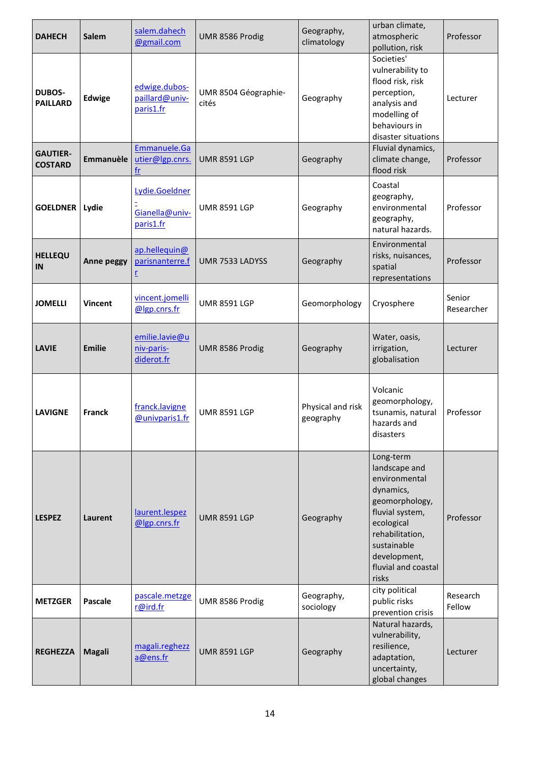| | | | | | | |
|---|---|---|---|---|---|---|
| **DAHECH** | **Salem** | salem.dahech@gmail.com | UMR 8586 Prodig | Geography, climatology | urban climate, atmospheric pollution, risk | Professor |
| **DUBOS-PAILLARD** | **Edwige** | edwige.dubos-paillard@univ-paris1.fr | UMR 8504 Géographie-cités | Geography | Societies' vulnerability to flood risk, risk perception, analysis and modelling of behaviours in disaster situations | Lecturer |
| **GAUTIER-COSTARD** | **Emmanuèle** | Emmanuele.Gautier@lgp.cnrs.fr | UMR 8591 LGP | Geography | Fluvial dynamics, climate change, flood risk | Professor |
| **GOELDNER** | **Lydie** | Lydie.Goeldner-Gianella@univ-paris1.fr | UMR 8591 LGP | Geography | Coastal geography, environmental geography, natural hazards. | Professor |
| **HELLEQUIN** | **Anne peggy** | ap.hellequin@parisnanterre.fr | UMR 7533 LADYSS | Geography | Environmental risks, nuisances, spatial representations | Professor |
| **JOMELLI** | **Vincent** | vincent.jomelli@lgp.cnrs.fr | UMR 8591 LGP | Geomorphology | Cryosphere | Senior Researcher |
| **LAVIE** | **Emilie** | emilie.lavie@univ-paris-diderot.fr | UMR 8586 Prodig | Geography | Water, oasis, irrigation, globalisation | Lecturer |
| **LAVIGNE** | **Franck** | franck.lavigne@univparis1.fr | UMR 8591 LGP | Physical and risk geography | Volcanic geomorphology, tsunamis, natural hazards and disasters | Professor |
| **LESPEZ** | **Laurent** | laurent.lespez@lgp.cnrs.fr | UMR 8591 LGP | Geography | Long-term landscape and environmental dynamics, geomorphology, fluvial system, ecological rehabilitation, sustainable development, fluvial and coastal risks | Professor |
| **METZGER** | **Pascale** | pascale.metzger@ird.fr | UMR 8586 Prodig | Geography, sociology | city political public risks prevention crisis | Research Fellow |
| **REGHEZZA** | **Magali** | magali.reghezza@ens.fr | UMR 8591 LGP | Geography | Natural hazards, vulnerability, resilience, adaptation, uncertainty, global changes | Lecturer |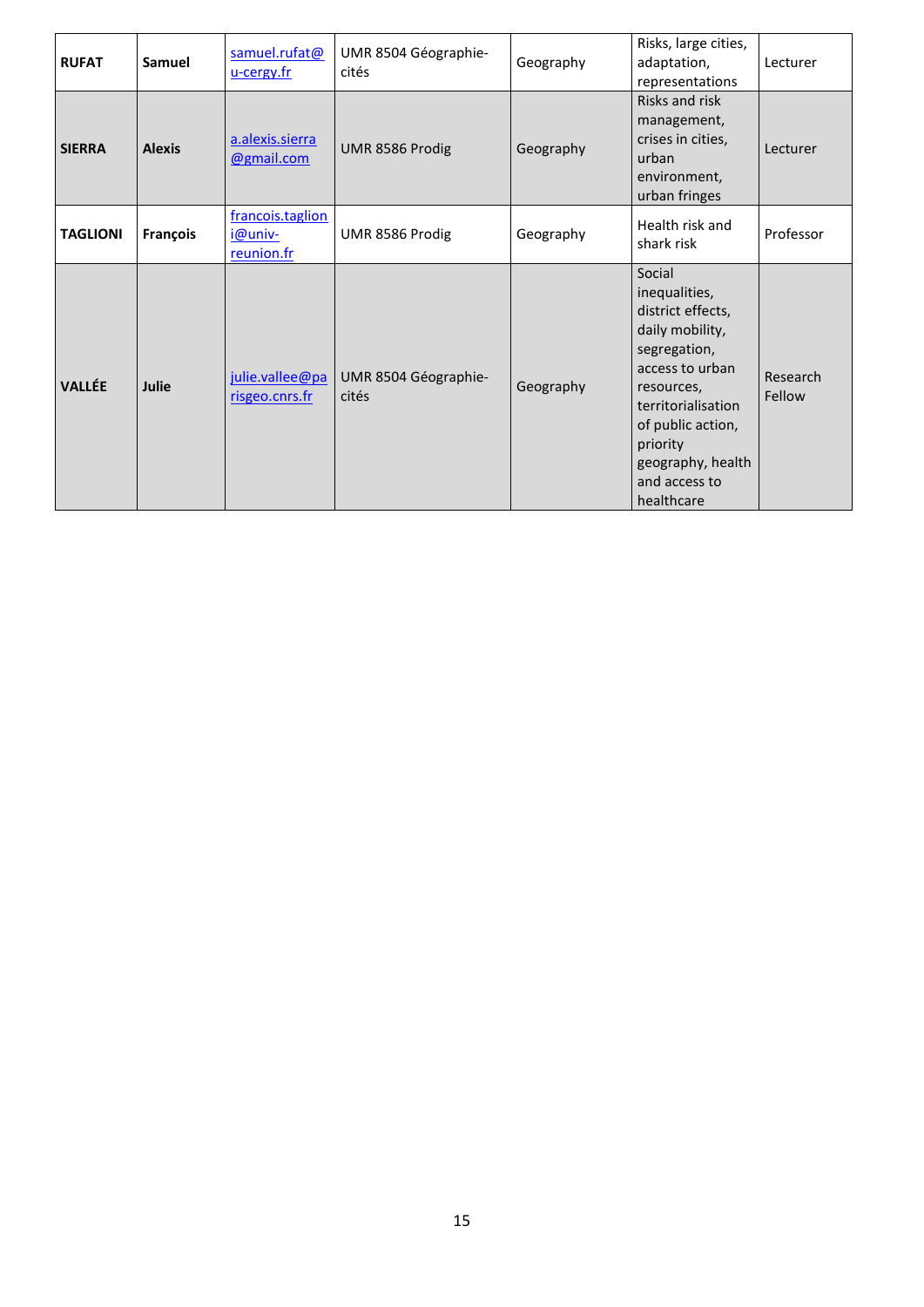| | | | | | | |
|---|---|---|---|---|---|---|
| **RUFAT** | **Samuel** | samuel.rufat@u-cergy.fr | UMR 8504 Géographie-cités | Geography | Risks, large cities, adaptation, representations | Lecturer |
| **SIERRA** | **Alexis** | a.alexis.sierra@gmail.com | UMR 8586 Prodig | Geography | Risks and risk management, crises in cities, urban environment, urban fringes | Lecturer |
| **TAGLIONI** | **François** | francois.taglioni@univ-reunion.fr | UMR 8586 Prodig | Geography | Health risk and shark risk | Professor |
| **VALLÉE** | **Julie** | julie.vallee@parisgeo.cnrs.fr | UMR 8504 Géographie-cités | Geography | Social inequalities, district effects, daily mobility, segregation, access to urban resources, territorialisation of public action, priority geography, health and access to healthcare | Research Fellow |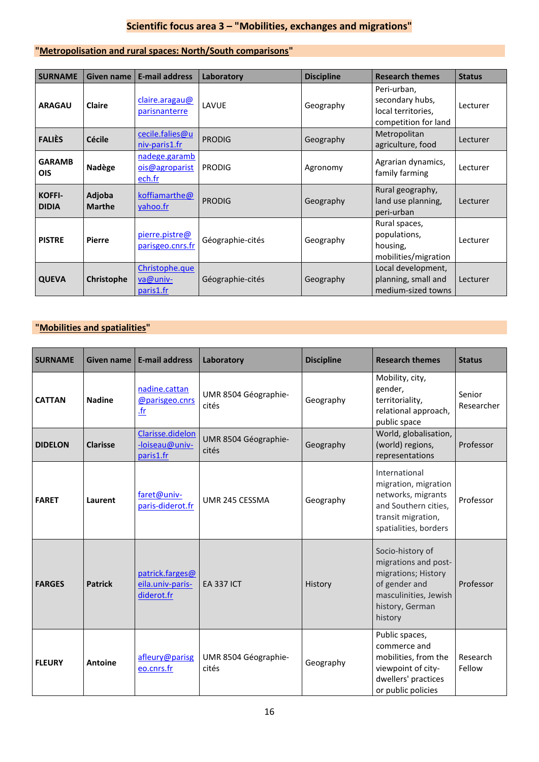## Scientific focus area 3 – "Mobilities, exchanges and migrations"

### "Metropolisation and rural spaces: North/South comparisons"

| SURNAME | Given name | E-mail address | Laboratory | Discipline | Research themes | Status |
|---|---|---|---|---|---|---|
| **ARAGAU** | **Claire** | claire.aragau@parisnanterre | LAVUE | Geography | Peri-urban, secondary hubs, local territories, competition for land | Lecturer |
| **FALIÈS** | **Cécile** | cecile.falies@univ-paris1.fr | PRODIG | Geography | Metropolitan agriculture, food | Lecturer |
| **GARAMBOIS** | **Nadège** | nadege.garambois@agroparistech.fr | PRODIG | Agronomy | Agrarian dynamics, family farming | Lecturer |
| **KOFFI-DIDIA** | **Adjoba Marthe** | koffiamarthe@yahoo.fr | PRODIG | Geography | Rural geography, land use planning, peri-urban | Lecturer |
| **PISTRE** | **Pierre** | pierre.pistre@parisgeo.cnrs.fr | Géographie-cités | Geography | Rural spaces, populations, housing, mobilities/migration | Lecturer |
| **QUEVA** | **Christophe** | Christophe.queva@univ-paris1.fr | Géographie-cités | Geography | Local development, planning, small and medium-sized towns | Lecturer |

### "Mobilities and spatialities"

| SURNAME | Given name | E-mail address | Laboratory | Discipline | Research themes | Status |
|---|---|---|---|---|---|---|
| **CATTAN** | **Nadine** | nadine.cattan@parisgeo.cnrs.fr | UMR 8504 Géographie-cités | Geography | Mobility, city, gender, territoriality, relational approach, public space | Senior Researcher |
| **DIDELON** | **Clarisse** | Clarisse.didelon-loiseau@univ-paris1.fr | UMR 8504 Géographie-cités | Geography | World, globalisation, (world) regions, representations | Professor |
| **FARET** | **Laurent** | faret@univ-paris-diderot.fr | UMR 245 CESSMA | Geography | International migration, migration networks, migrants and Southern cities, transit migration, spatialities, borders | Professor |
| **FARGES** | **Patrick** | patrick.farges@eila.univ-paris-diderot.fr | EA 337 ICT | History | Socio-history of migrations and post-migrations; History of gender and masculinities, Jewish history, German history | Professor |
| **FLEURY** | **Antoine** | afleury@parisgeo.cnrs.fr | UMR 8504 Géographie-cités | Geography | Public spaces, commerce and mobilities, from the viewpoint of city-dwellers' practices or public policies | Research Fellow |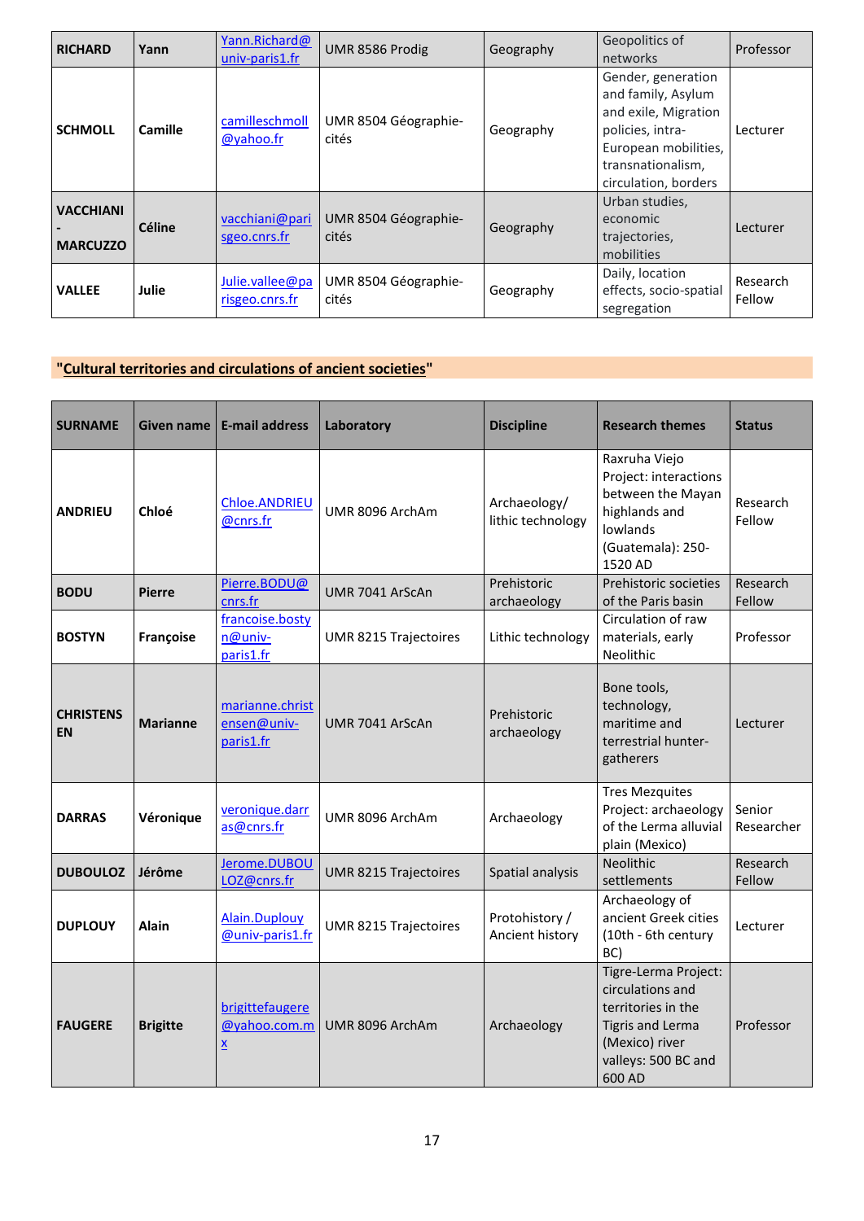| | | | | | | |
|---|---|---|---|---|---|---|
| **RICHARD** | **Yann** | Yann.Richard@univ-paris1.fr | UMR 8586 Prodig | Geography | Geopolitics of networks | Professor |
| **SCHMOLL** | **Camille** | camilleschmoll@yahoo.fr | UMR 8504 Géographie-cités | Geography | Gender, generation and family, Asylum and exile, Migration policies, intra-European mobilities, transnationalism, circulation, borders | Lecturer |
| **VACCHIANI - MARCUZZO** | **Céline** | vacchiani@parisgeo.cnrs.fr | UMR 8504 Géographie-cités | Geography | Urban studies, economic trajectories, mobilities | Lecturer |
| **VALLEE** | **Julie** | Julie.vallee@parisgeo.cnrs.fr | UMR 8504 Géographie-cités | Geography | Daily, location effects, socio-spatial segregation | Research Fellow |

**"Cultural territories and circulations of ancient societies"**

| SURNAME | Given name | E-mail address | Laboratory | Discipline | Research themes | Status |
|---|---|---|---|---|---|---|
| **ANDRIEU** | **Chloé** | Chloe.ANDRIEU@cnrs.fr | UMR 8096 ArchAm | Archaeology/ lithic technology | Raxruha Viejo Project: interactions between the Mayan highlands and lowlands (Guatemala): 250-1520 AD | Research Fellow |
| **BODU** | **Pierre** | Pierre.BODU@cnrs.fr | UMR 7041 ArScAn | Prehistoric archaeology | Prehistoric societies of the Paris basin | Research Fellow |
| **BOSTYN** | **Françoise** | francoise.bostyn@univ-paris1.fr | UMR 8215 Trajectoires | Lithic technology | Circulation of raw materials, early Neolithic | Professor |
| **CHRISTENSEN** | **Marianne** | marianne.christensen@univ-paris1.fr | UMR 7041 ArScAn | Prehistoric archaeology | Bone tools, technology, maritime and terrestrial hunter-gatherers | Lecturer |
| **DARRAS** | **Véronique** | veronique.darras@cnrs.fr | UMR 8096 ArchAm | Archaeology | Tres Mezquites Project: archaeology of the Lerma alluvial plain (Mexico) | Senior Researcher |
| **DUBOULOZ** | **Jérôme** | Jerome.DUBOULOZ@cnrs.fr | UMR 8215 Trajectoires | Spatial analysis | Neolithic settlements | Research Fellow |
| **DUPLOUY** | **Alain** | Alain.Duplouy@univ-paris1.fr | UMR 8215 Trajectoires | Protohistory / Ancient history | Archaeology of ancient Greek cities (10th - 6th century BC) | Lecturer |
| **FAUGERE** | **Brigitte** | brigittefaugere@yahoo.com.mx | UMR 8096 ArchAm | Archaeology | Tigre-Lerma Project: circulations and territories in the Tigris and Lerma (Mexico) river valleys: 500 BC and 600 AD | Professor |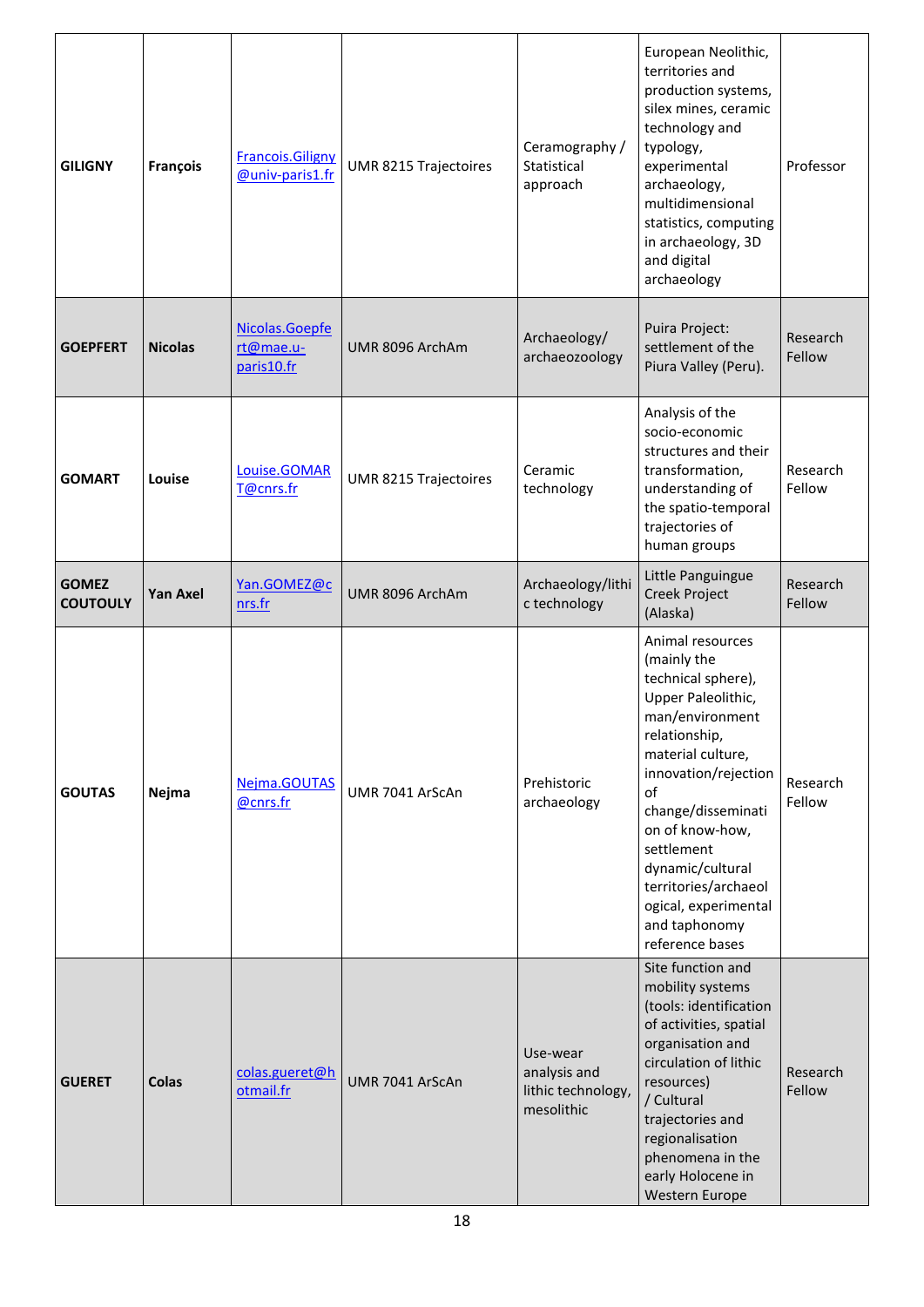| | | | | | | |
|---|---|---|---|---|---|---|
| **GILIGNY** | **François** | Francois.Giligny@univ-paris1.fr | UMR 8215 Trajectoires | Ceramography / Statistical approach | European Neolithic, territories and production systems, silex mines, ceramic technology and typology, experimental archaeology, multidimensional statistics, computing in archaeology, 3D and digital archaeology | Professor |
| **GOEPFERT** | **Nicolas** | Nicolas.Goepfert@mae.u-paris10.fr | UMR 8096 ArchAm | Archaeology/ archaeozoology | Puira Project: settlement of the Piura Valley (Peru). | Research Fellow |
| **GOMART** | **Louise** | Louise.GOMART@cnrs.fr | UMR 8215 Trajectoires | Ceramic technology | Analysis of the socio-economic structures and their transformation, understanding of the spatio-temporal trajectories of human groups | Research Fellow |
| **GOMEZ COUTOULY** | **Yan Axel** | Yan.GOMEZ@cnrs.fr | UMR 8096 ArchAm | Archaeology/lithic technology | Little Panguingue Creek Project (Alaska) | Research Fellow |
| **GOUTAS** | **Nejma** | Nejma.GOUTAS@cnrs.fr | UMR 7041 ArScAn | Prehistoric archaeology | Animal resources (mainly the technical sphere), Upper Paleolithic, man/environment relationship, material culture, innovation/rejection of change/dissemination of know-how, settlement dynamic/cultural territories/archaeological, experimental and taphonomy reference bases | Research Fellow |
| **GUERET** | **Colas** | colas.gueret@hotmail.fr | UMR 7041 ArScAn | Use-wear analysis and lithic technology, mesolithic | Site function and mobility systems (tools: identification of activities, spatial organisation and circulation of lithic resources) / Cultural trajectories and regionalisation phenomena in the early Holocene in Western Europe | Research Fellow |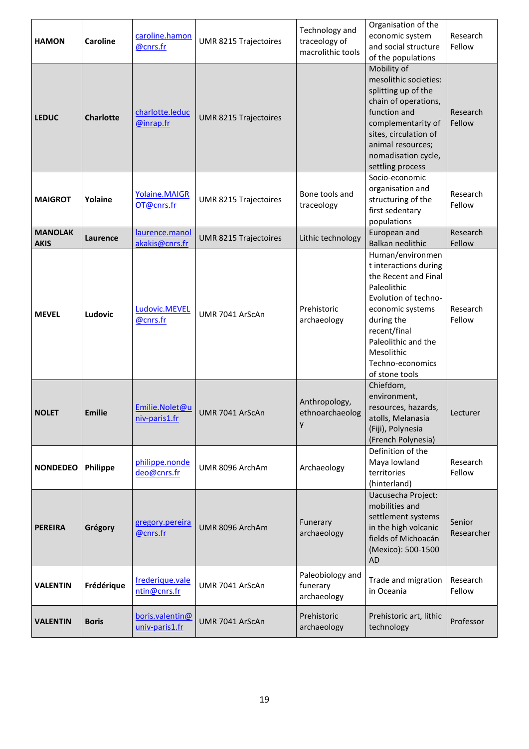| | | | | | | |
|---|---|---|---|---|---|---|
| **HAMON** | **Caroline** | caroline.hamon@cnrs.fr | UMR 8215 Trajectoires | Technology and traceology of macrolithic tools | Organisation of the economic system and social structure of the populations | Research Fellow |
| **LEDUC** | **Charlotte** | charlotte.leduc@inrap.fr | UMR 8215 Trajectoires | | Mobility of mesolithic societies: splitting up of the chain of operations, function and complementarity of sites, circulation of animal resources; nomadisation cycle, settling process | Research Fellow |
| **MAIGROT** | **Yolaine** | Yolaine.MAIGROT@cnrs.fr | UMR 8215 Trajectoires | Bone tools and traceology | Socio-economic organisation and structuring of the first sedentary populations | Research Fellow |
| **MANOLAKAKIS** | **Laurence** | laurence.manolakakis@cnrs.fr | UMR 8215 Trajectoires | Lithic technology | European and Balkan neolithic | Research Fellow |
| **MEVEL** | **Ludovic** | Ludovic.MEVEL@cnrs.fr | UMR 7041 ArScAn | Prehistoric archaeology | Human/environment interactions during the Recent and Final Paleolithic Evolution of techno-economic systems during the recent/final Paleolithic and the Mesolithic Techno-economics of stone tools | Research Fellow |
| **NOLET** | **Emilie** | Emilie.Nolet@univ-paris1.fr | UMR 7041 ArScAn | Anthropology, ethnoarchaeology | Chiefdom, environment, resources, hazards, atolls, Melanasia (Fiji), Polynesia (French Polynesia) | Lecturer |
| **NONDEDEO** | **Philippe** | philippe.nondedeo@cnrs.fr | UMR 8096 ArchAm | Archaeology | Definition of the Maya lowland territories (hinterland) | Research Fellow |
| **PEREIRA** | **Grégory** | gregory.pereira@cnrs.fr | UMR 8096 ArchAm | Funerary archaeology | Uacusecha Project: mobilities and settlement systems in the high volcanic fields of Michoacán (Mexico): 500-1500 AD | Senior Researcher |
| **VALENTIN** | **Frédérique** | frederique.valentin@cnrs.fr | UMR 7041 ArScAn | Paleobiology and funerary archaeology | Trade and migration in Oceania | Research Fellow |
| **VALENTIN** | **Boris** | boris.valentin@univ-paris1.fr | UMR 7041 ArScAn | Prehistoric archaeology | Prehistoric art, lithic technology | Professor |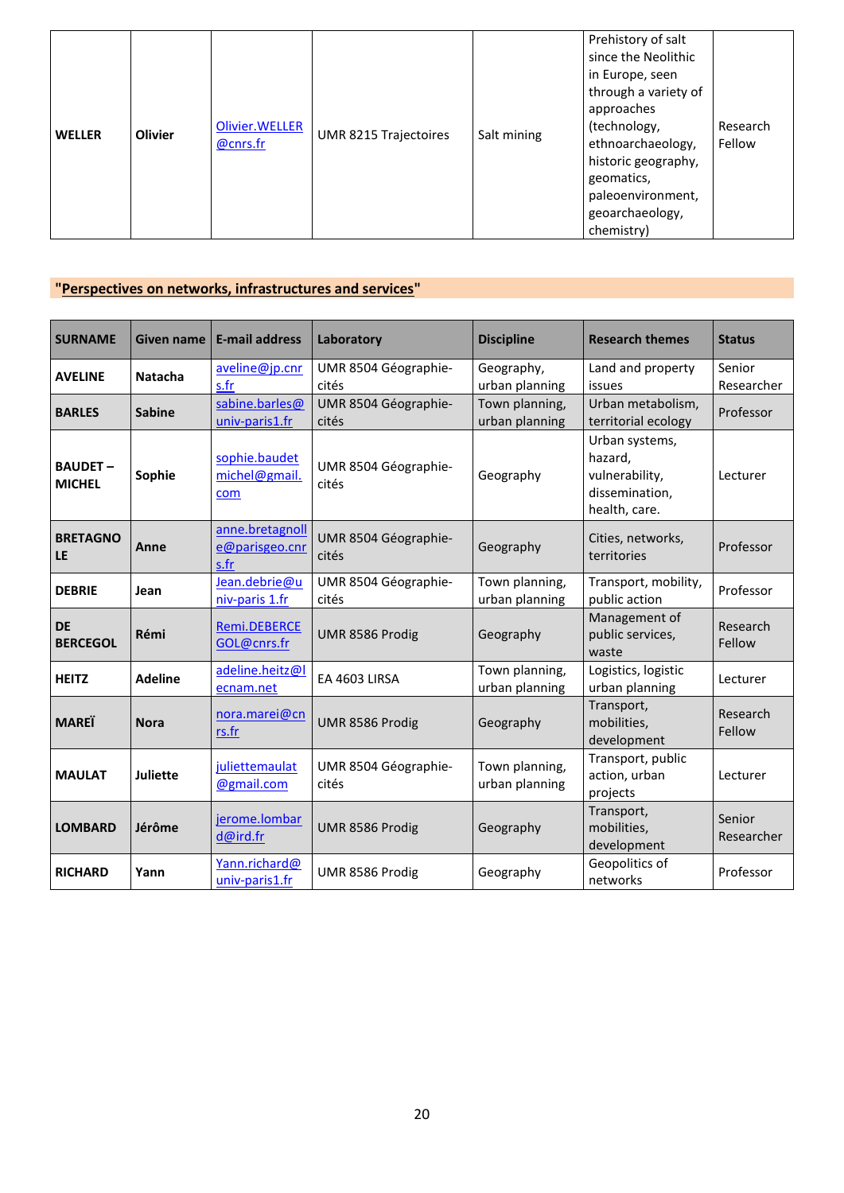| | | | | | | |
|---|---|---|---|---|---|---|
| **WELLER** | **Olivier** | Olivier.WELLER@cnrs.fr | UMR 8215 Trajectoires | Salt mining | Prehistory of salt since the Neolithic in Europe, seen through a variety of approaches (technology, ethnoarchaeology, historic geography, geomatics, paleoenvironment, geoarchaeology, chemistry) | Research Fellow |

## "Perspectives on networks, infrastructures and services"

| SURNAME | Given name | E-mail address | Laboratory | Discipline | Research themes | Status |
|---|---|---|---|---|---|---|
| **AVELINE** | **Natacha** | aveline@jp.cnr s.fr | UMR 8504 Géographie-cités | Geography, urban planning | Land and property issues | Senior Researcher |
| **BARLES** | **Sabine** | sabine.barles@univ-paris1.fr | UMR 8504 Géographie-cités | Town planning, urban planning | Urban metabolism, territorial ecology | Professor |
| **BAUDET – MICHEL** | **Sophie** | sophie.baudet michel@gmail.com | UMR 8504 Géographie-cités | Geography | Urban systems, hazard, vulnerability, dissemination, health, care. | Lecturer |
| **BRETAGNOLLE** | **Anne** | anne.bretagnolle@parisgeo.cnrs.fr | UMR 8504 Géographie-cités | Geography | Cities, networks, territories | Professor |
| **DEBRIE** | **Jean** | Jean.debrie@univ-paris 1.fr | UMR 8504 Géographie-cités | Town planning, urban planning | Transport, mobility, public action | Professor |
| **DE BERCEGOL** | **Rémi** | Remi.DEBERCEGOL@cnrs.fr | UMR 8586 Prodig | Geography | Management of public services, waste | Research Fellow |
| **HEITZ** | **Adeline** | adeline.heitz@lecnam.net | EA 4603 LIRSA | Town planning, urban planning | Logistics, logistic urban planning | Lecturer |
| **MAREÏ** | **Nora** | nora.marei@cnrs.fr | UMR 8586 Prodig | Geography | Transport, mobilities, development | Research Fellow |
| **MAULAT** | **Juliette** | juliettemaulat@gmail.com | UMR 8504 Géographie-cités | Town planning, urban planning | Transport, public action, urban projects | Lecturer |
| **LOMBARD** | **Jérôme** | jerome.lombard@ird.fr | UMR 8586 Prodig | Geography | Transport, mobilities, development | Senior Researcher |
| **RICHARD** | **Yann** | Yann.richard@univ-paris1.fr | UMR 8586 Prodig | Geography | Geopolitics of networks | Professor |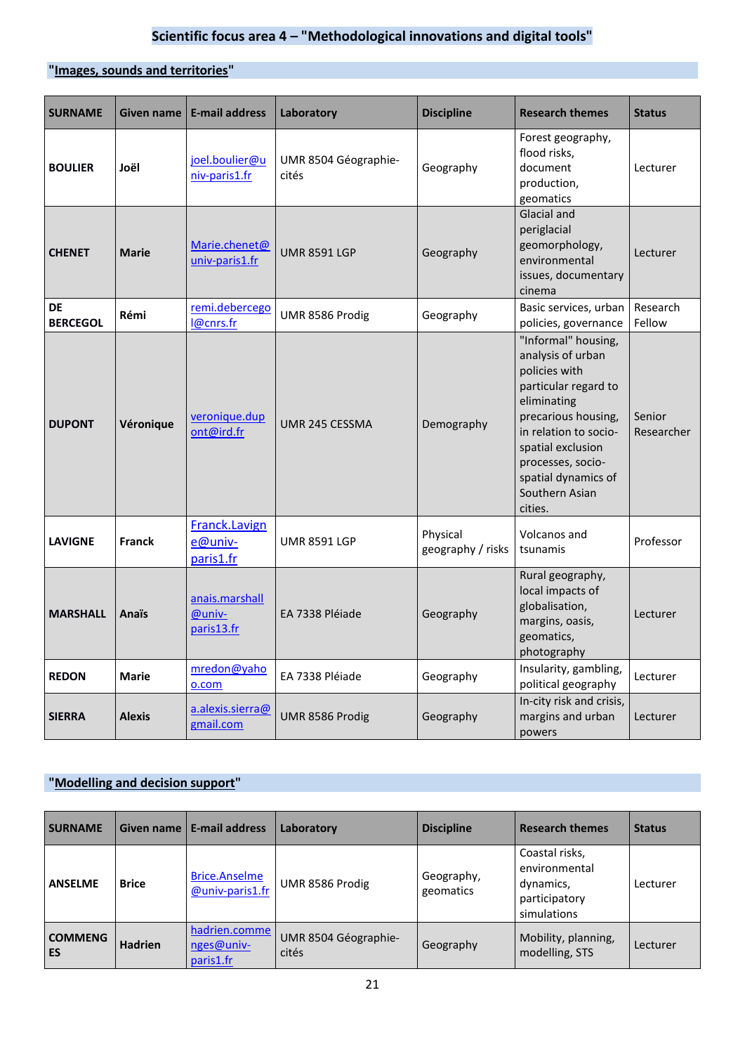## Scientific focus area 4 – "Methodological innovations and digital tools"

### "Images, sounds and territories"

| SURNAME | Given name | E-mail address | Laboratory | Discipline | Research themes | Status |
|---|---|---|---|---|---|---|
| BOULIER | Joël | joel.boulier@univ-paris1.fr | UMR 8504 Géographie-cités | Geography | Forest geography, flood risks, document production, geomatics | Lecturer |
| CHENET | Marie | Marie.chenet@univ-paris1.fr | UMR 8591 LGP | Geography | Glacial and periglacial geomorphology, environmental issues, documentary cinema | Lecturer |
| DE BERCEGOL | Rémi | remi.debercegol@cnrs.fr | UMR 8586 Prodig | Geography | Basic services, urban policies, governance | Research Fellow |
| DUPONT | Véronique | veronique.dupont@ird.fr | UMR 245 CESSMA | Demography | "Informal" housing, analysis of urban policies with particular regard to eliminating precarious housing, in relation to socio-spatial exclusion processes, socio-spatial dynamics of Southern Asian cities. | Senior Researcher |
| LAVIGNE | Franck | Franck.Lavigne@univ-paris1.fr | UMR 8591 LGP | Physical geography / risks | Volcanos and tsunamis | Professor |
| MARSHALL | Anaïs | anais.marshall@univ-paris13.fr | EA 7338 Pléiade | Geography | Rural geography, local impacts of globalisation, margins, oasis, geomatics, photography | Lecturer |
| REDON | Marie | mredon@yahoo.com | EA 7338 Pléiade | Geography | Insularity, gambling, political geography | Lecturer |
| SIERRA | Alexis | a.alexis.sierra@gmail.com | UMR 8586 Prodig | Geography | In-city risk and crisis, margins and urban powers | Lecturer |

### "Modelling and decision support"

| SURNAME | Given name | E-mail address | Laboratory | Discipline | Research themes | Status |
|---|---|---|---|---|---|---|
| ANSELME | Brice | Brice.Anselme@univ-paris1.fr | UMR 8586 Prodig | Geography, geomatics | Coastal risks, environmental dynamics, participatory simulations | Lecturer |
| COMMENGES | Hadrien | hadrien.commenges@univ-paris1.fr | UMR 8504 Géographie-cités | Geography | Mobility, planning, modelling, STS | Lecturer |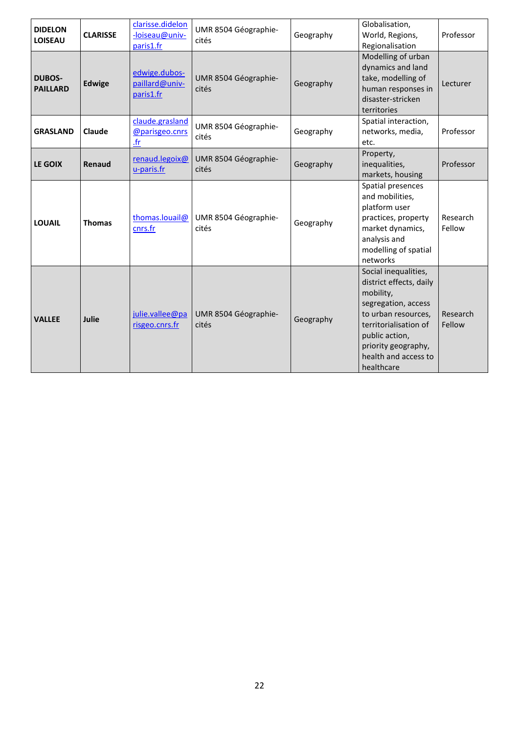| | | | | | | |
|---|---|---|---|---|---|---|
| **DIDELON LOISEAU** | **CLARISSE** | clarisse.didelon-loiseau@univ-paris1.fr | UMR 8504 Géographie-cités | Geography | Globalisation, World, Regions, Regionalisation | Professor |
| **DUBOS-PAILLARD** | **Edwige** | edwige.dubos-paillard@univ-paris1.fr | UMR 8504 Géographie-cités | Geography | Modelling of urban dynamics and land take, modelling of human responses in disaster-stricken territories | Lecturer |
| **GRASLAND** | **Claude** | claude.grasland@parisgeo.cnrs.fr | UMR 8504 Géographie-cités | Geography | Spatial interaction, networks, media, etc. | Professor |
| **LE GOIX** | **Renaud** | renaud.legoix@u-paris.fr | UMR 8504 Géographie-cités | Geography | Property, inequalities, markets, housing | Professor |
| **LOUAIL** | **Thomas** | thomas.louail@cnrs.fr | UMR 8504 Géographie-cités | Geography | Spatial presences and mobilities, platform user practices, property market dynamics, analysis and modelling of spatial networks | Research Fellow |
| **VALLEE** | **Julie** | julie.vallee@parisgeo.cnrs.fr | UMR 8504 Géographie-cités | Geography | Social inequalities, district effects, daily mobility, segregation, access to urban resources, territorialisation of public action, priority geography, health and access to healthcare | Research Fellow |